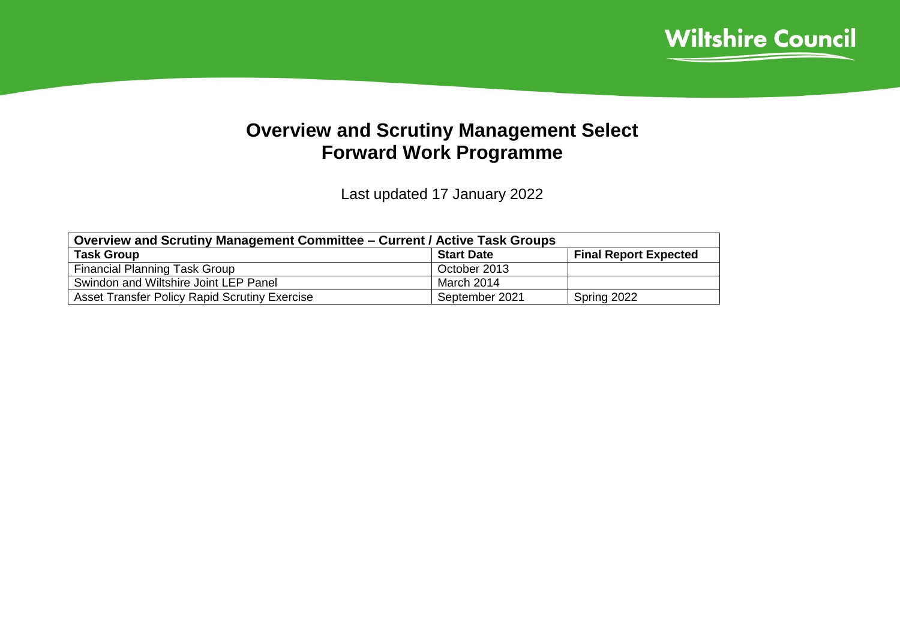Wiltshire Council

# Overview and Scrutiny Management Select
# Forward Work Programme

Last updated 17 January 2022

| Overview and Scrutiny Management Committee – Current / Active Task Groups | | |
|---|---|---|
| **Task Group** | **Start Date** | **Final Report Expected** |
| Financial Planning Task Group | October 2013 | |
| Swindon and Wiltshire Joint LEP Panel | March 2014 | |
| Asset Transfer Policy Rapid Scrutiny Exercise | September 2021 | Spring 2022 |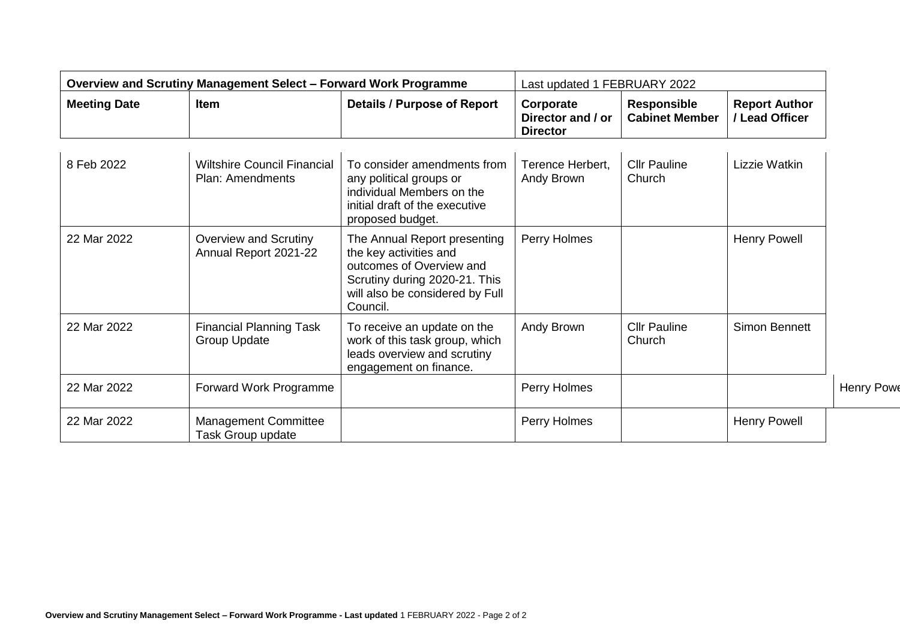| Overview and Scrutiny Management Select – Forward Work Programme | | | Last updated 1 FEBRUARY 2022 | | |
|---|---|---|---|---|---|
| **Meeting Date** | **Item** | **Details / Purpose of Report** | **Corporate Director and / or Director** | **Responsible Cabinet Member** | **Report Author / Lead Officer** |
| 8 Feb 2022 | Wiltshire Council Financial Plan: Amendments | To consider amendments from any political groups or individual Members on the initial draft of the executive proposed budget. | Terence Herbert, Andy Brown | Cllr Pauline Church | Lizzie Watkin |
| 22 Mar 2022 | Overview and Scrutiny Annual Report 2021-22 | The Annual Report presenting the key activities and outcomes of Overview and Scrutiny during 2020-21. This will also be considered by Full Council. | Perry Holmes | | Henry Powell |
| 22 Mar 2022 | Financial Planning Task Group Update | To receive an update on the work of this task group, which leads overview and scrutiny engagement on finance. | Andy Brown | Cllr Pauline Church | Simon Bennett |
| 22 Mar 2022 | Forward Work Programme | | Perry Holmes | | Henry Powe |
| 22 Mar 2022 | Management Committee Task Group update | | Perry Holmes | | Henry Powell |